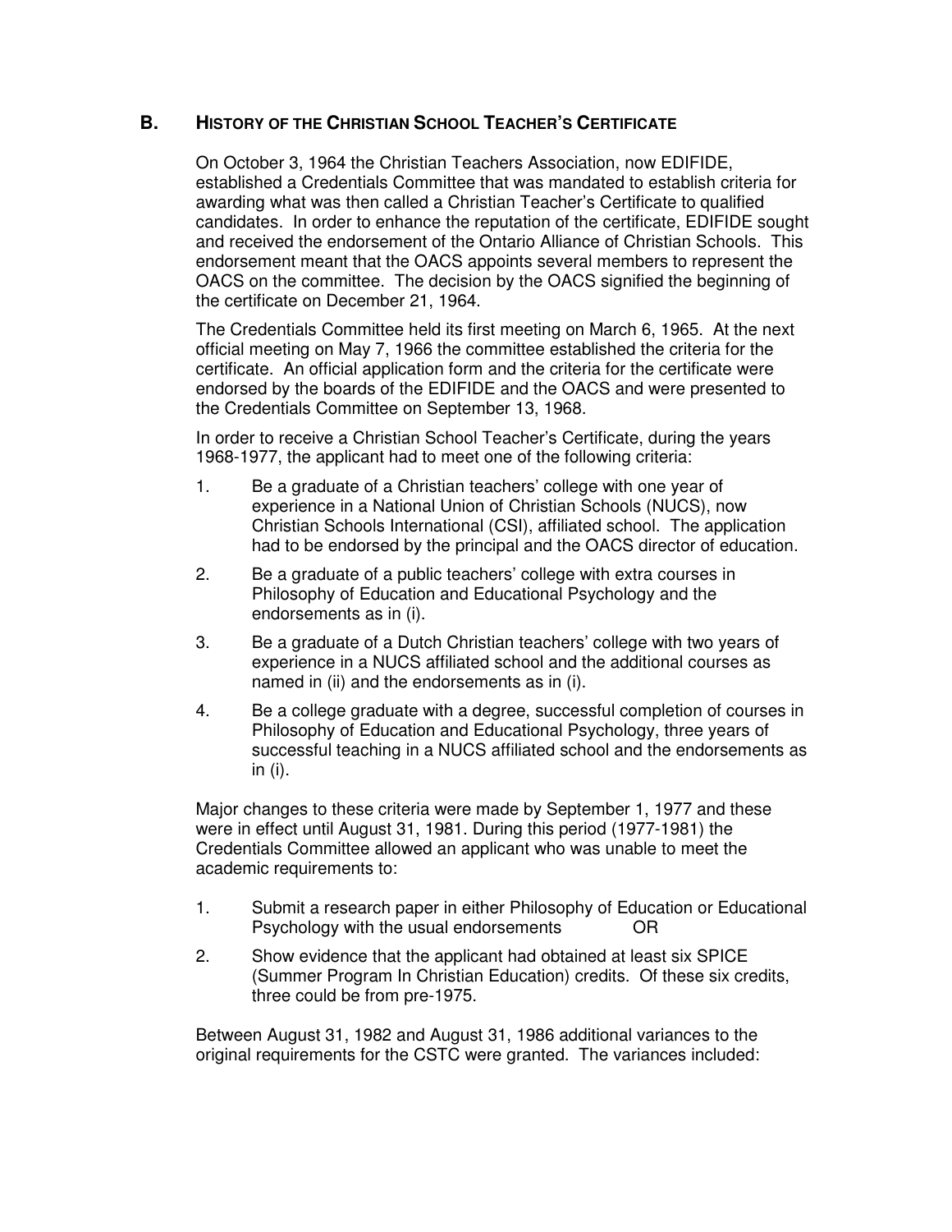## B. History of the Christian School Teacher's Certificate

On October 3, 1964 the Christian Teachers Association, now EDIFIDE, established a Credentials Committee that was mandated to establish criteria for awarding what was then called a Christian Teacher's Certificate to qualified candidates. In order to enhance the reputation of the certificate, EDIFIDE sought and received the endorsement of the Ontario Alliance of Christian Schools. This endorsement meant that the OACS appoints several members to represent the OACS on the committee. The decision by the OACS signified the beginning of the certificate on December 21, 1964.

The Credentials Committee held its first meeting on March 6, 1965. At the next official meeting on May 7, 1966 the committee established the criteria for the certificate. An official application form and the criteria for the certificate were endorsed by the boards of the EDIFIDE and the OACS and were presented to the Credentials Committee on September 13, 1968.

In order to receive a Christian School Teacher's Certificate, during the years 1968-1977, the applicant had to meet one of the following criteria:

1. Be a graduate of a Christian teachers' college with one year of experience in a National Union of Christian Schools (NUCS), now Christian Schools International (CSI), affiliated school. The application had to be endorsed by the principal and the OACS director of education.
2. Be a graduate of a public teachers' college with extra courses in Philosophy of Education and Educational Psychology and the endorsements as in (i).
3. Be a graduate of a Dutch Christian teachers' college with two years of experience in a NUCS affiliated school and the additional courses as named in (ii) and the endorsements as in (i).
4. Be a college graduate with a degree, successful completion of courses in Philosophy of Education and Educational Psychology, three years of successful teaching in a NUCS affiliated school and the endorsements as in (i).

Major changes to these criteria were made by September 1, 1977 and these were in effect until August 31, 1981. During this period (1977-1981) the Credentials Committee allowed an applicant who was unable to meet the academic requirements to:

1. Submit a research paper in either Philosophy of Education or Educational Psychology with the usual endorsements OR
2. Show evidence that the applicant had obtained at least six SPICE (Summer Program In Christian Education) credits. Of these six credits, three could be from pre-1975.

Between August 31, 1982 and August 31, 1986 additional variances to the original requirements for the CSTC were granted. The variances included: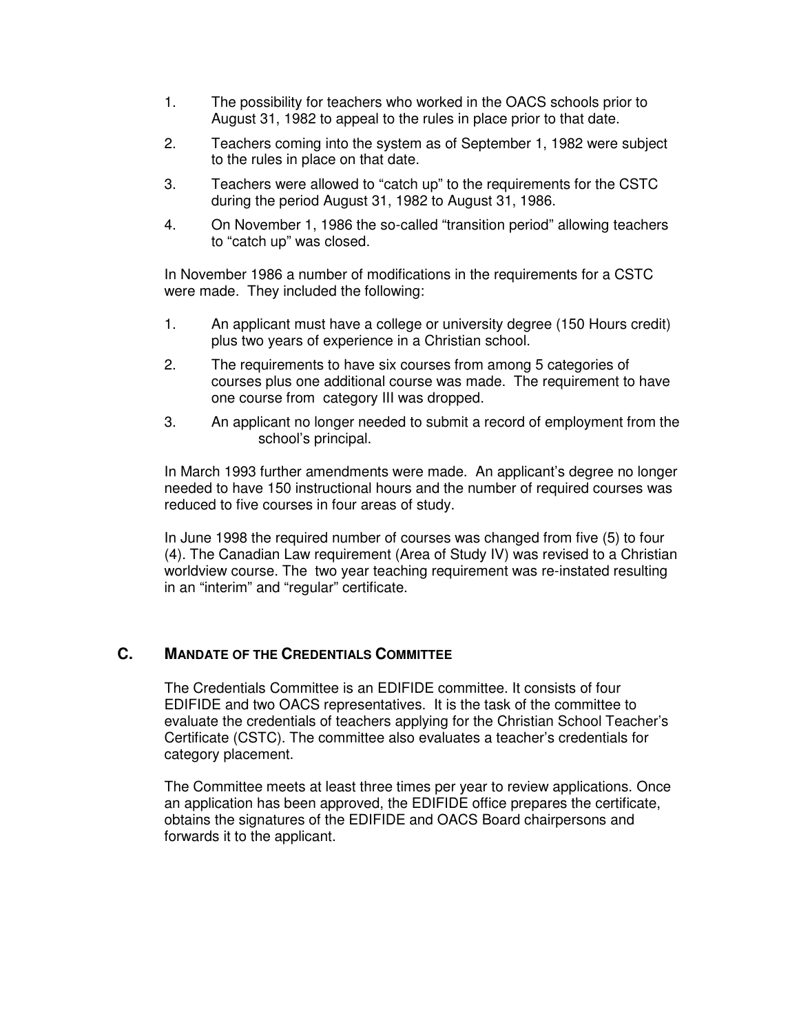1. The possibility for teachers who worked in the OACS schools prior to August 31, 1982 to appeal to the rules in place prior to that date.
2. Teachers coming into the system as of September 1, 1982 were subject to the rules in place on that date.
3. Teachers were allowed to “catch up” to the requirements for the CSTC during the period August 31, 1982 to August 31, 1986.
4. On November 1, 1986 the so-called “transition period” allowing teachers to “catch up” was closed.

In November 1986 a number of modifications in the requirements for a CSTC were made. They included the following:

1. An applicant must have a college or university degree (150 Hours credit) plus two years of experience in a Christian school.
2. The requirements to have six courses from among 5 categories of courses plus one additional course was made. The requirement to have one course from category III was dropped.
3. An applicant no longer needed to submit a record of employment from the school’s principal.

In March 1993 further amendments were made. An applicant’s degree no longer needed to have 150 instructional hours and the number of required courses was reduced to five courses in four areas of study.

In June 1998 the required number of courses was changed from five (5) to four (4). The Canadian Law requirement (Area of Study IV) was revised to a Christian worldview course. The two year teaching requirement was re-instated resulting in an “interim” and “regular” certificate.

## C. MANDATE OF THE CREDENTIALS COMMITTEE

The Credentials Committee is an EDIFIDE committee. It consists of four EDIFIDE and two OACS representatives. It is the task of the committee to evaluate the credentials of teachers applying for the Christian School Teacher’s Certificate (CSTC). The committee also evaluates a teacher’s credentials for category placement.

The Committee meets at least three times per year to review applications. Once an application has been approved, the EDIFIDE office prepares the certificate, obtains the signatures of the EDIFIDE and OACS Board chairpersons and forwards it to the applicant.